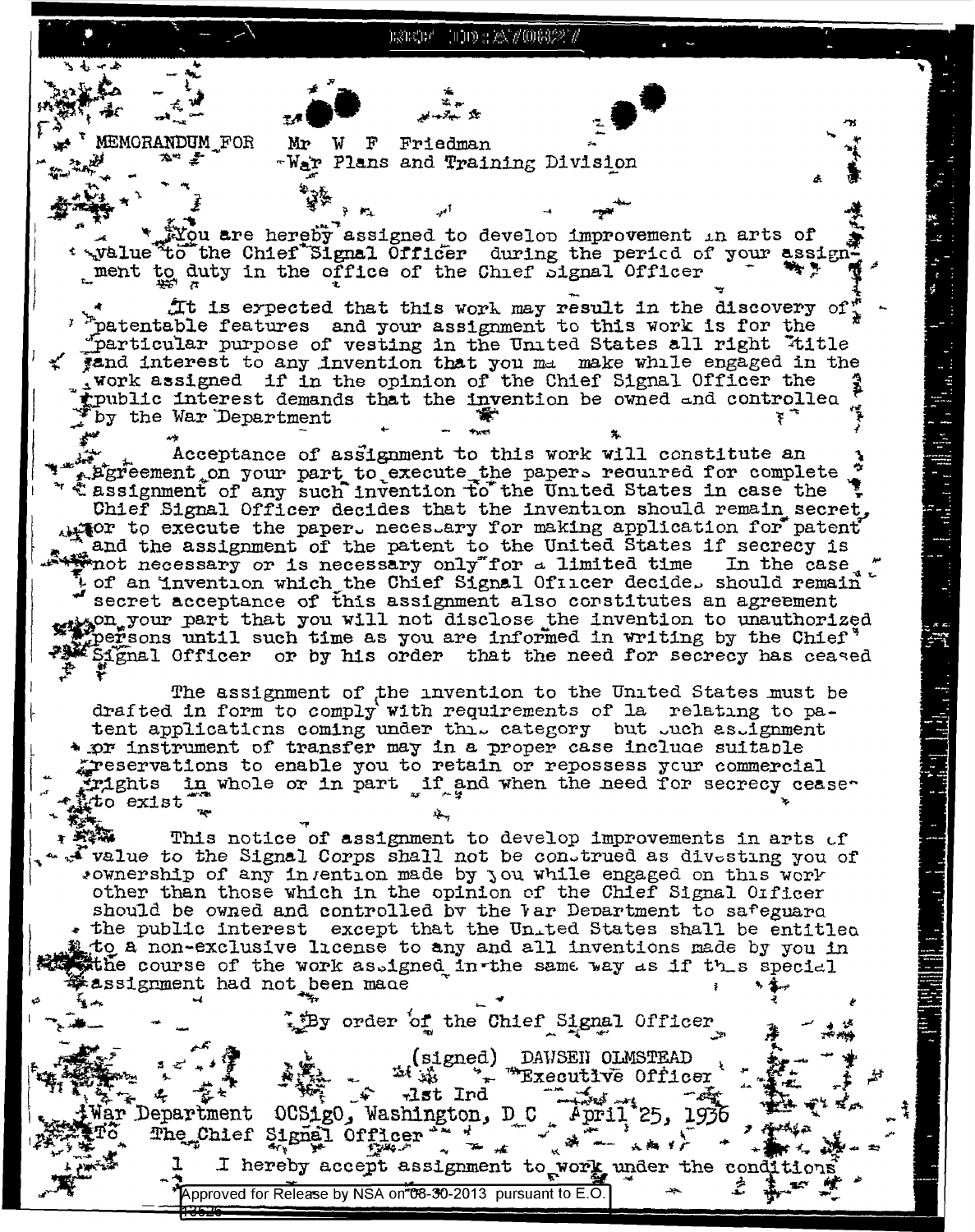MEMORANDUM FOR Mr W F Friedman
War Plans and Training Division

You are hereby assigned to develop improvement in arts of value to the Chief Signal Officer during the period of your assignment to duty in the office of the Chief Signal Officer

It is expected that this work may result in the discovery of patentable features and your assignment to this work is for the particular purpose of vesting in the United States all right title and interest to any invention that you may make while engaged in the work assigned if in the opinion of the Chief Signal Officer the public interest demands that the invention be owned and controlled by the War Department

Acceptance of assignment to this work will constitute an agreement on your part to execute the papers required for complete assignment of any such invention to the United States in case the Chief Signal Officer decides that the invention should remain secret, or to execute the papers necessary for making application for patent and the assignment of the patent to the United States if secrecy is not necessary or is necessary only for a limited time In the case of an invention which the Chief Signal Officer decides should remain secret acceptance of this assignment also constitutes an agreement on your part that you will not disclose the invention to unauthorized persons until such time as you are informed in writing by the Chief Signal Officer or by his order that the need for secrecy has ceased

The assignment of the invention to the United States must be drafted in form to comply with requirements of la relating to patent applications coming under this category but such assignment or instrument of transfer may in a proper case include suitable reservations to enable you to retain or repossess your commercial rights in whole or in part if and when the need for secrecy ceases to exist

This notice of assignment to develop improvements in arts of value to the Signal Corps shall not be construed as divesting you of ownership of any invention made by you while engaged on this work other than those which in the opinion of the Chief Signal Officer should be owned and controlled by the War Department to safeguard the public interest except that the United States shall be entitled to a non-exclusive license to any and all inventions made by you in the course of the work assigned in the same way as if this special assignment had not been made

By order of the Chief Signal Officer

(signed) DAWSON OLMSTEAD
Executive Officer

1st Ind

War Department OCSigO, Washington, D C April 25, 1936

To The Chief Signal Officer

1 I hereby accept assignment to work under the conditions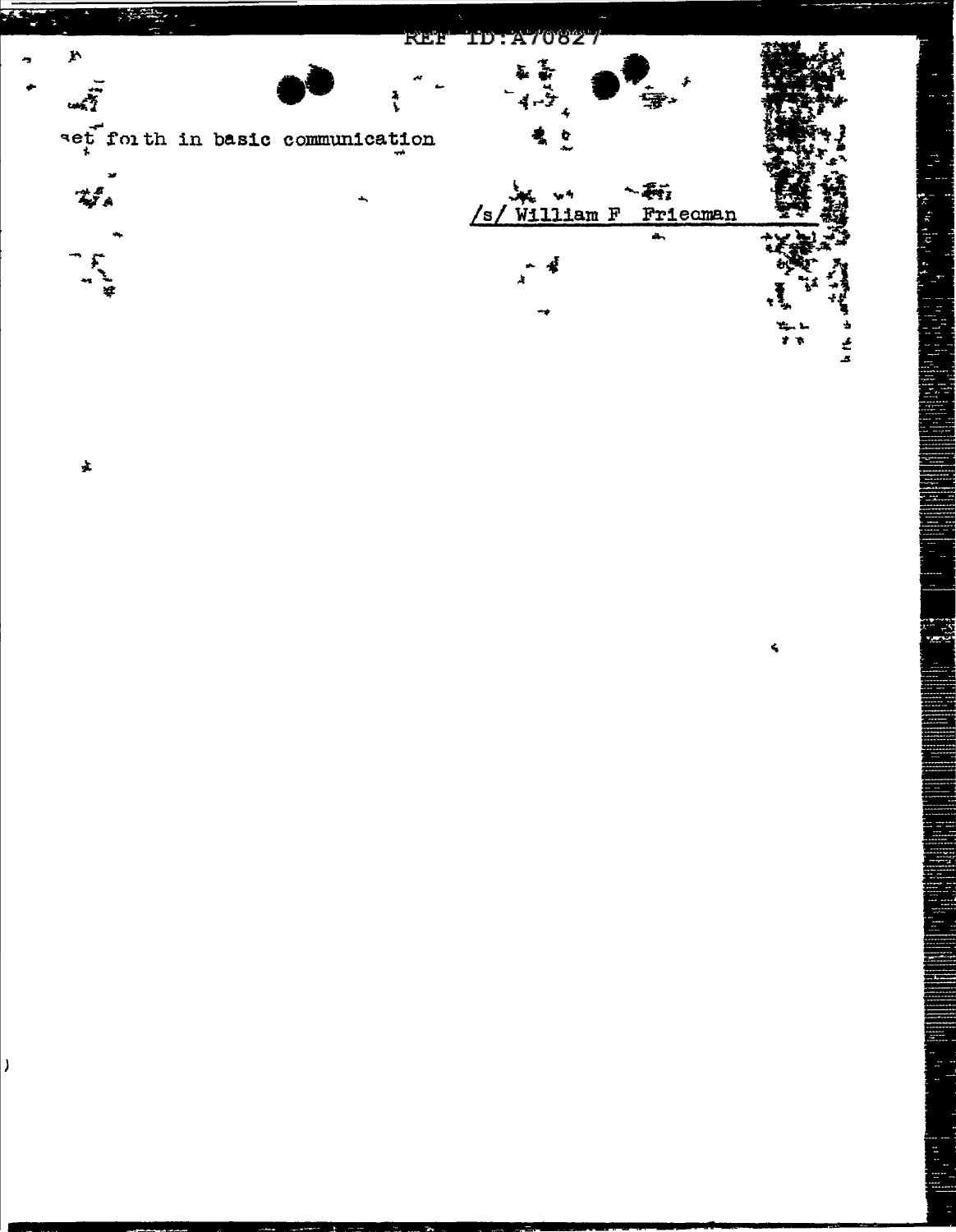set forth in basic communication

/s/ William F Friedman